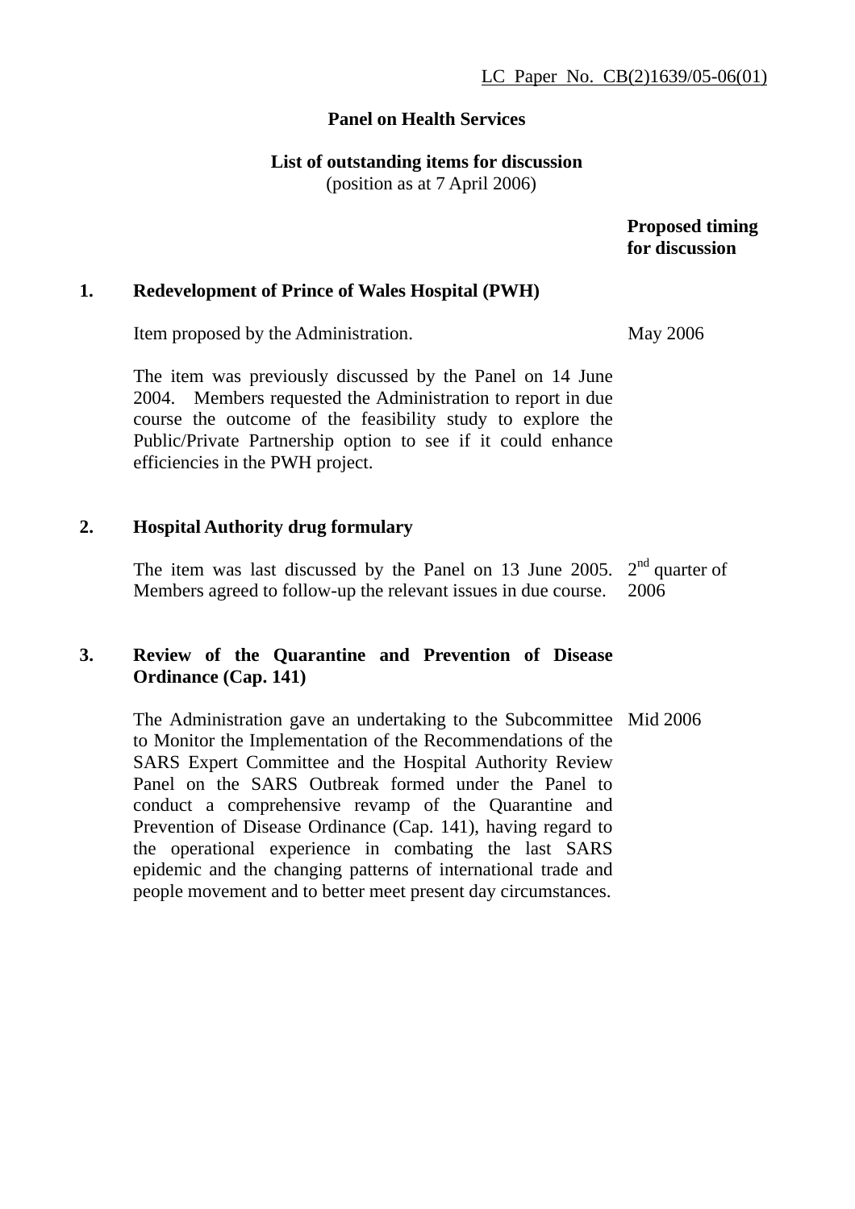LC Paper No. CB(2)1639/05-06(01)

# Panel on Health Services

## List of outstanding items for discussion
(position as at 7 April 2006)

| | | Proposed timing for discussion |
|---|---|---|
| **1.** | **Redevelopment of Prince of Wales Hospital (PWH)** | |
| | Item proposed by the Administration. | May 2006 |
| | The item was previously discussed by the Panel on 14 June 2004. Members requested the Administration to report in due course the outcome of the feasibility study to explore the Public/Private Partnership option to see if it could enhance efficiencies in the PWH project. | |
| **2.** | **Hospital Authority drug formulary** | |
| | The item was last discussed by the Panel on 13 June 2005. Members agreed to follow-up the relevant issues in due course. | 2nd quarter of 2006 |
| **3.** | **Review of the Quarantine and Prevention of Disease Ordinance (Cap. 141)** | |
| | The Administration gave an undertaking to the Subcommittee to Monitor the Implementation of the Recommendations of the SARS Expert Committee and the Hospital Authority Review Panel on the SARS Outbreak formed under the Panel to conduct a comprehensive revamp of the Quarantine and Prevention of Disease Ordinance (Cap. 141), having regard to the operational experience in combating the last SARS epidemic and the changing patterns of international trade and people movement and to better meet present day circumstances. | Mid 2006 |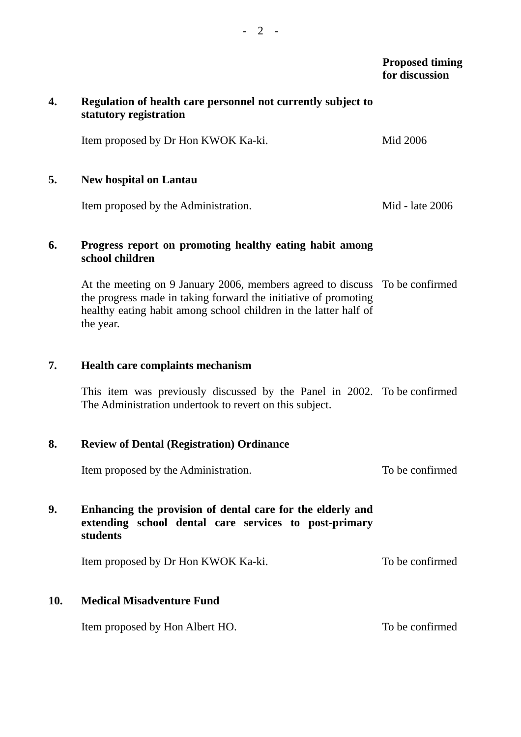| | | Proposed timing for discussion |
|---|---|---|
| **4.** | **Regulation of health care personnel not currently subject to statutory registration** | |
| | Item proposed by Dr Hon KWOK Ka-ki. | Mid 2006 |
| **5.** | **New hospital on Lantau** | |
| | Item proposed by the Administration. | Mid - late 2006 |
| **6.** | **Progress report on promoting healthy eating habit among school children** | |
| | At the meeting on 9 January 2006, members agreed to discuss the progress made in taking forward the initiative of promoting healthy eating habit among school children in the latter half of the year. | To be confirmed |
| **7.** | **Health care complaints mechanism** | |
| | This item was previously discussed by the Panel in 2002. The Administration undertook to revert on this subject. | To be confirmed |
| **8.** | **Review of Dental (Registration) Ordinance** | |
| | Item proposed by the Administration. | To be confirmed |
| **9.** | **Enhancing the provision of dental care for the elderly and extending school dental care services to post-primary students** | |
| | Item proposed by Dr Hon KWOK Ka-ki. | To be confirmed |
| **10.** | **Medical Misadventure Fund** | |
| | Item proposed by Hon Albert HO. | To be confirmed |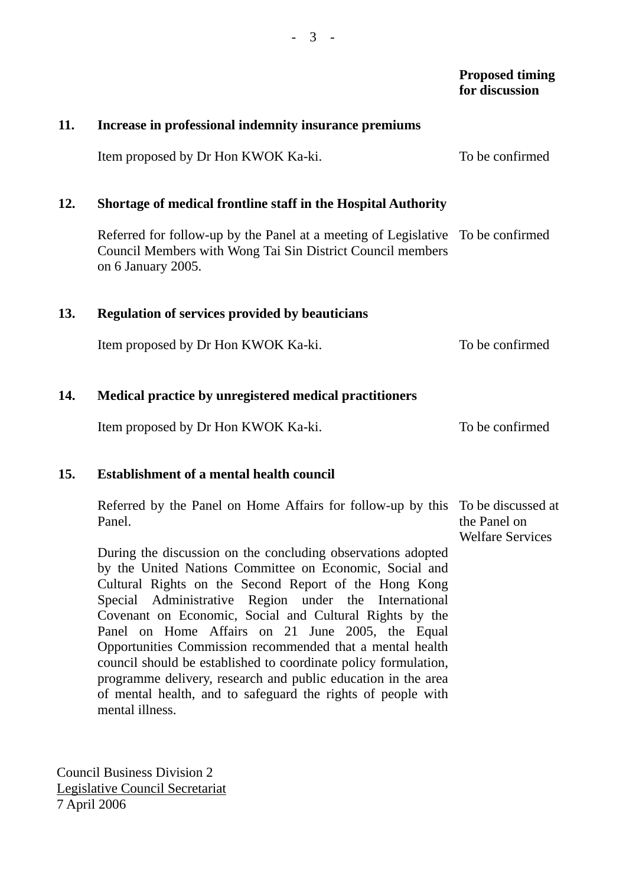| | | Proposed timing for discussion |
|---|---|---|
| **11.** | **Increase in professional indemnity insurance premiums** | |
| | Item proposed by Dr Hon KWOK Ka-ki. | To be confirmed |
| **12.** | **Shortage of medical frontline staff in the Hospital Authority** | |
| | Referred for follow-up by the Panel at a meeting of Legislative Council Members with Wong Tai Sin District Council members on 6 January 2005. | To be confirmed |
| **13.** | **Regulation of services provided by beauticians** | |
| | Item proposed by Dr Hon KWOK Ka-ki. | To be confirmed |
| **14.** | **Medical practice by unregistered medical practitioners** | |
| | Item proposed by Dr Hon KWOK Ka-ki. | To be confirmed |
| **15.** | **Establishment of a mental health council** | |
| | Referred by the Panel on Home Affairs for follow-up by this Panel.<br><br>During the discussion on the concluding observations adopted by the United Nations Committee on Economic, Social and Cultural Rights on the Second Report of the Hong Kong Special Administrative Region under the International Covenant on Economic, Social and Cultural Rights by the Panel on Home Affairs on 21 June 2005, the Equal Opportunities Commission recommended that a mental health council should be established to coordinate policy formulation, programme delivery, research and public education in the area of mental health, and to safeguard the rights of people with mental illness. | To be discussed at the Panel on Welfare Services |

Council Business Division 2
Legislative Council Secretariat
7 April 2006